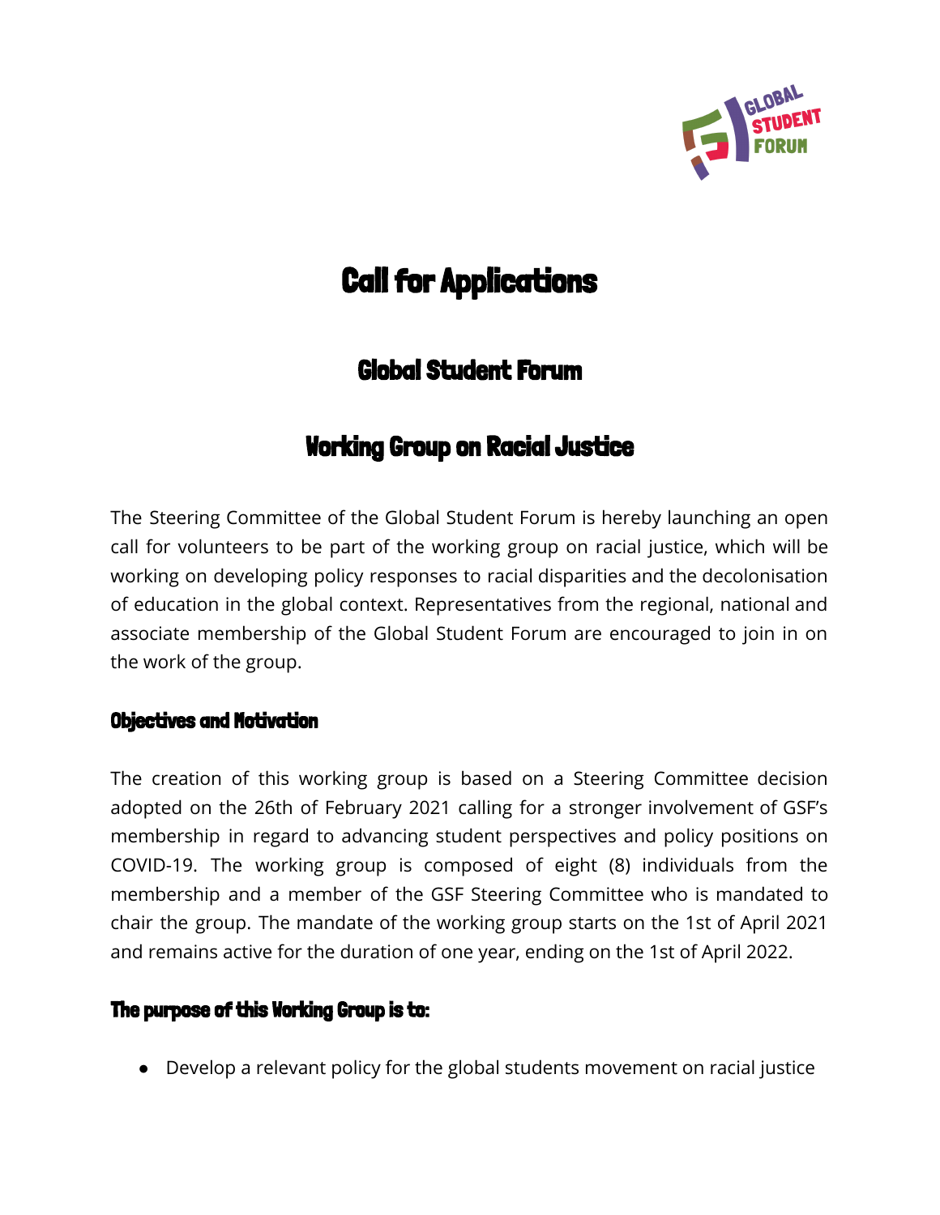# Call for Applications

## Global Student Forum

## Working Group on Racial Justice

The Steering Committee of the Global Student Forum is hereby launching an open call for volunteers to be part of the working group on racial justice, which will be working on developing policy responses to racial disparities and the decolonisation of education in the global context. Representatives from the regional, national and associate membership of the Global Student Forum are encouraged to join in on the work of the group.

### Objectives and Motivation

The creation of this working group is based on a Steering Committee decision adopted on the 26th of February 2021 calling for a stronger involvement of GSF's membership in regard to advancing student perspectives and policy positions on COVID-19. The working group is composed of eight (8) individuals from the membership and a member of the GSF Steering Committee who is mandated to chair the group. The mandate of the working group starts on the 1st of April 2021 and remains active for the duration of one year, ending on the 1st of April 2022.

### The purpose of this Working Group is to:

- Develop a relevant policy for the global students movement on racial justice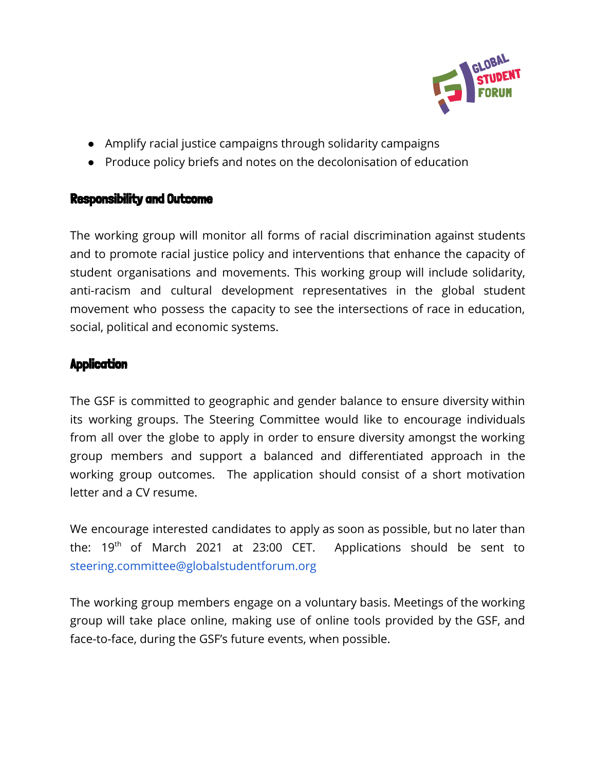- Amplify racial justice campaigns through solidarity campaigns
- Produce policy briefs and notes on the decolonisation of education

## Responsibility and Outcome

The working group will monitor all forms of racial discrimination against students and to promote racial justice policy and interventions that enhance the capacity of student organisations and movements. This working group will include solidarity, anti-racism and cultural development representatives in the global student movement who possess the capacity to see the intersections of race in education, social, political and economic systems.

## Application

The GSF is committed to geographic and gender balance to ensure diversity within its working groups. The Steering Committee would like to encourage individuals from all over the globe to apply in order to ensure diversity amongst the working group members and support a balanced and differentiated approach in the working group outcomes. The application should consist of a short motivation letter and a CV resume.

We encourage interested candidates to apply as soon as possible, but no later than the: 19th of March 2021 at 23:00 CET. Applications should be sent to steering.committee@globalstudentforum.org

The working group members engage on a voluntary basis. Meetings of the working group will take place online, making use of online tools provided by the GSF, and face-to-face, during the GSF's future events, when possible.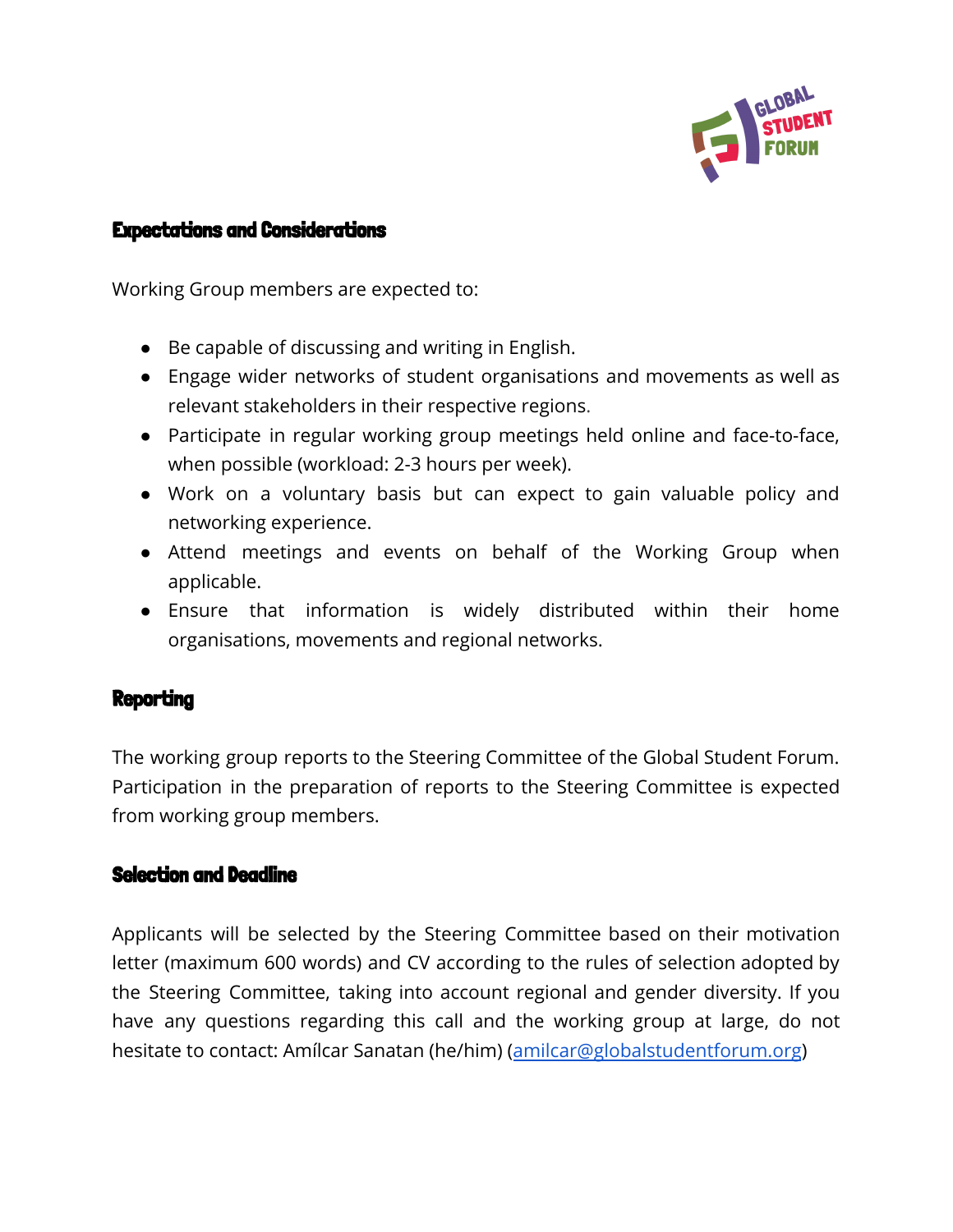## Expectations and Considerations

Working Group members are expected to:

- Be capable of discussing and writing in English.
- Engage wider networks of student organisations and movements as well as relevant stakeholders in their respective regions.
- Participate in regular working group meetings held online and face-to-face, when possible (workload: 2-3 hours per week).
- Work on a voluntary basis but can expect to gain valuable policy and networking experience.
- Attend meetings and events on behalf of the Working Group when applicable.
- Ensure that information is widely distributed within their home organisations, movements and regional networks.

## Reporting

The working group reports to the Steering Committee of the Global Student Forum. Participation in the preparation of reports to the Steering Committee is expected from working group members.

## Selection and Deadline

Applicants will be selected by the Steering Committee based on their motivation letter (maximum 600 words) and CV according to the rules of selection adopted by the Steering Committee, taking into account regional and gender diversity. If you have any questions regarding this call and the working group at large, do not hesitate to contact: Amílcar Sanatan (he/him) (amilcar@globalstudentforum.org)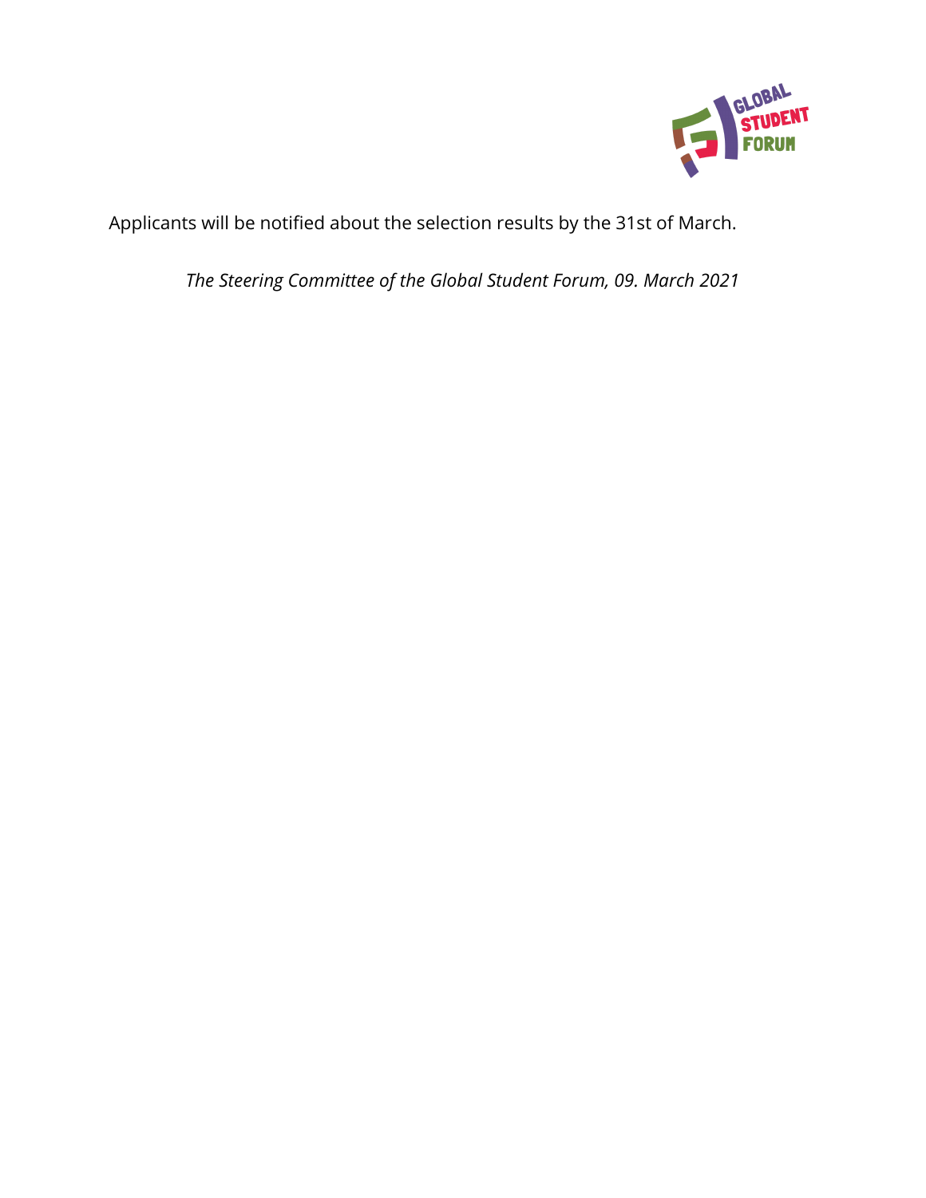Applicants will be notified about the selection results by the 31st of March.

*The Steering Committee of the Global Student Forum, 09. March 2021*